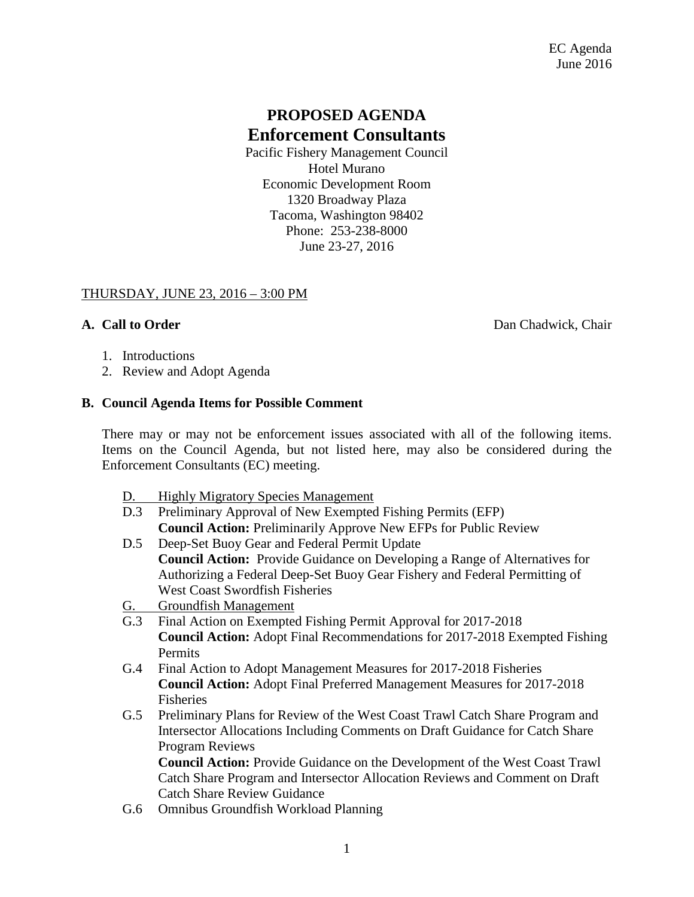EC Agenda
June 2016

# PROPOSED AGENDA
## Enforcement Consultants

Pacific Fishery Management Council
Hotel Murano
Economic Development Room
1320 Broadway Plaza
Tacoma, Washington 98402
Phone: 253-238-8000
June 23-27, 2016

THURSDAY, JUNE 23, 2016 – 3:00 PM

**A. Call to Order** Dan Chadwick, Chair

1. Introductions
2. Review and Adopt Agenda

**B. Council Agenda Items for Possible Comment**

There may or may not be enforcement issues associated with all of the following items. Items on the Council Agenda, but not listed here, may also be considered during the Enforcement Consultants (EC) meeting.

D. Highly Migratory Species Management

D.3 Preliminary Approval of New Exempted Fishing Permits (EFP)
**Council Action:** Preliminarily Approve New EFPs for Public Review

D.5 Deep-Set Buoy Gear and Federal Permit Update
**Council Action:** Provide Guidance on Developing a Range of Alternatives for Authorizing a Federal Deep-Set Buoy Gear Fishery and Federal Permitting of West Coast Swordfish Fisheries

G. Groundfish Management

G.3 Final Action on Exempted Fishing Permit Approval for 2017-2018
**Council Action:** Adopt Final Recommendations for 2017-2018 Exempted Fishing Permits

G.4 Final Action to Adopt Management Measures for 2017-2018 Fisheries
**Council Action:** Adopt Final Preferred Management Measures for 2017-2018 Fisheries

G.5 Preliminary Plans for Review of the West Coast Trawl Catch Share Program and Intersector Allocations Including Comments on Draft Guidance for Catch Share Program Reviews
**Council Action:** Provide Guidance on the Development of the West Coast Trawl Catch Share Program and Intersector Allocation Reviews and Comment on Draft Catch Share Review Guidance

G.6 Omnibus Groundfish Workload Planning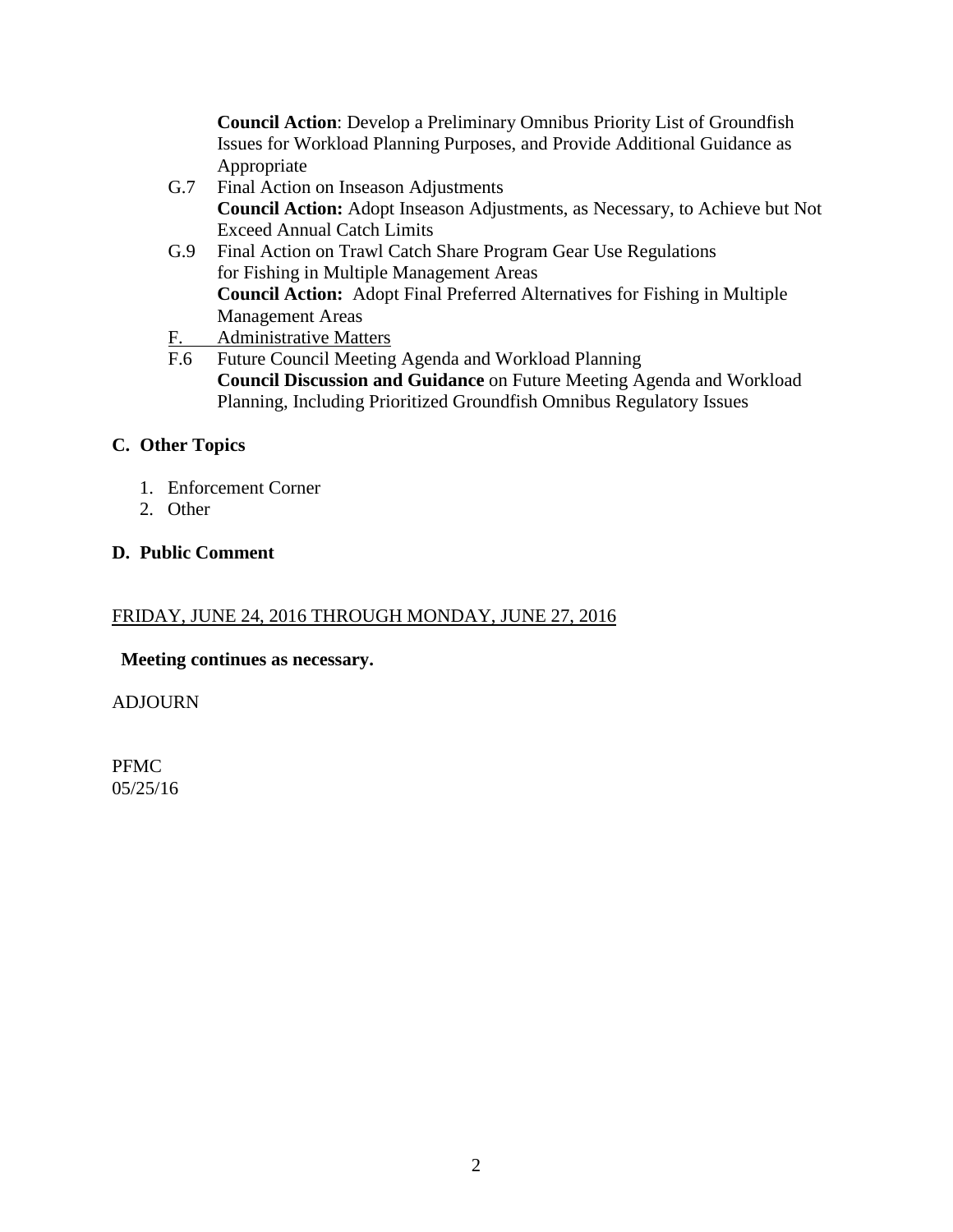**Council Action**: Develop a Preliminary Omnibus Priority List of Groundfish Issues for Workload Planning Purposes, and Provide Additional Guidance as Appropriate

G.7 Final Action on Inseason Adjustments
**Council Action:** Adopt Inseason Adjustments, as Necessary, to Achieve but Not Exceed Annual Catch Limits

G.9 Final Action on Trawl Catch Share Program Gear Use Regulations for Fishing in Multiple Management Areas
**Council Action:** Adopt Final Preferred Alternatives for Fishing in Multiple Management Areas

F. Administrative Matters

F.6 Future Council Meeting Agenda and Workload Planning
**Council Discussion and Guidance** on Future Meeting Agenda and Workload Planning, Including Prioritized Groundfish Omnibus Regulatory Issues

**C. Other Topics**

1. Enforcement Corner
2. Other

**D. Public Comment**

FRIDAY, JUNE 24, 2016 THROUGH MONDAY, JUNE 27, 2016

**Meeting continues as necessary.**

ADJOURN

PFMC
05/25/16